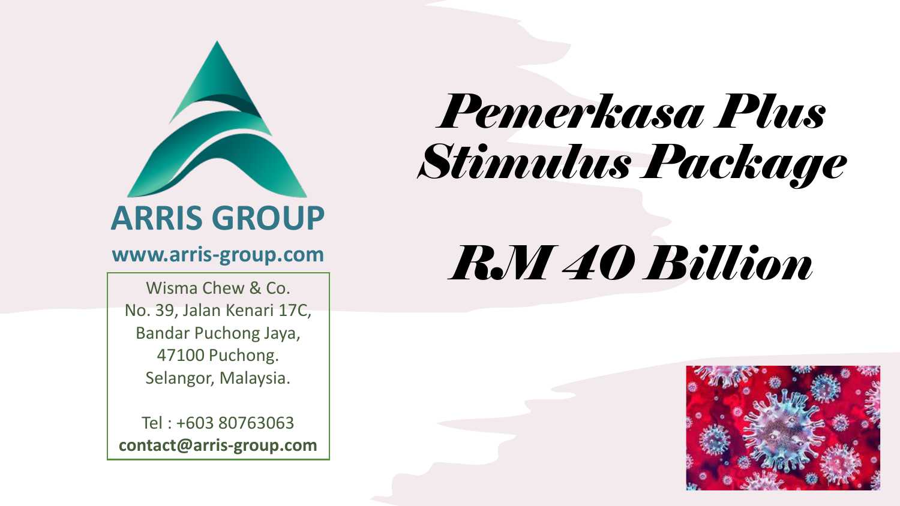# Pemerkasa Plus Stimulus Package

# RM 40 Billion

**ARRIS GROUP**

**www.arris-group.com**

Wisma Chew & Co.
No. 39, Jalan Kenari 17C,
Bandar Puchong Jaya,
47100 Puchong.
Selangor, Malaysia.

Tel : +603 80763063
**contact@arris-group.com**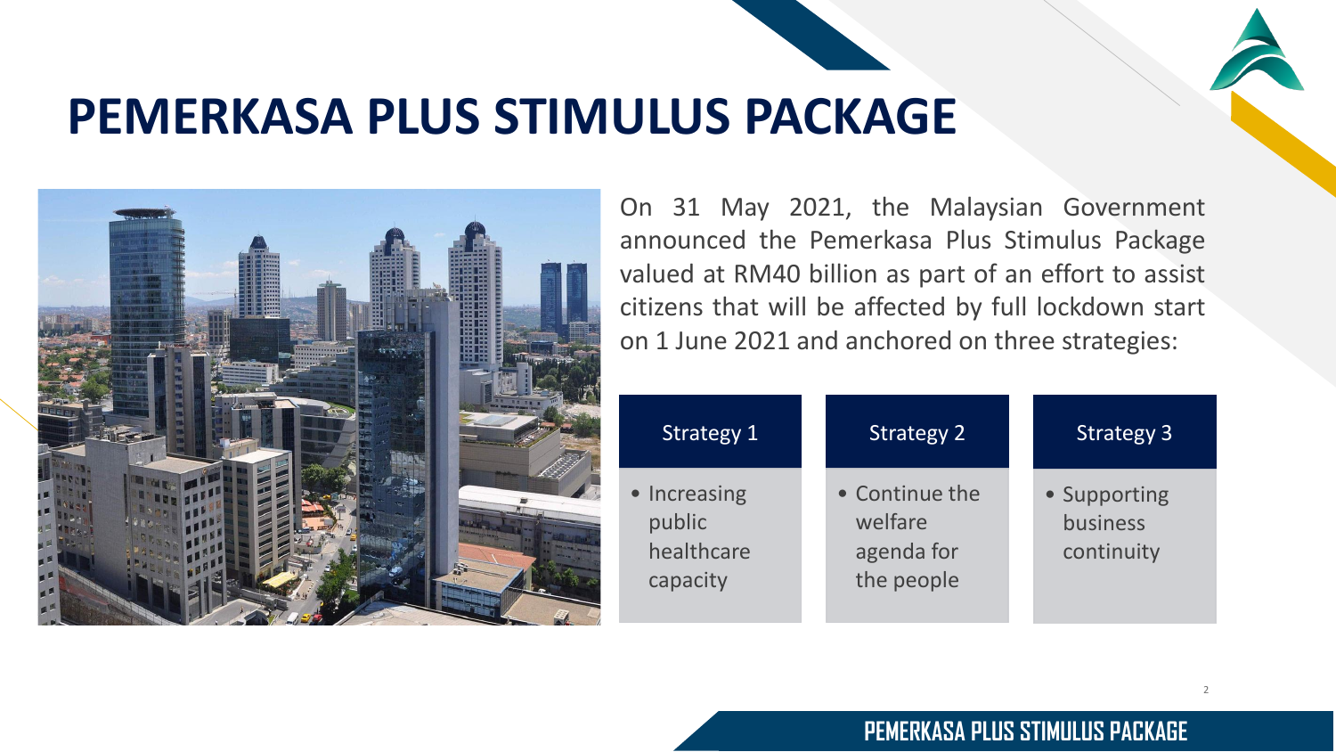# PEMERKASA PLUS STIMULUS PACKAGE

On 31 May 2021, the Malaysian Government announced the Pemerkasa Plus Stimulus Package valued at RM40 billion as part of an effort to assist citizens that will be affected by full lockdown start on 1 June 2021 and anchored on three strategies:

| Strategy 1 | Strategy 2 | Strategy 3 |
| --- | --- | --- |
| • Increasing public healthcare capacity | • Continue the welfare agenda for the people | • Supporting business continuity |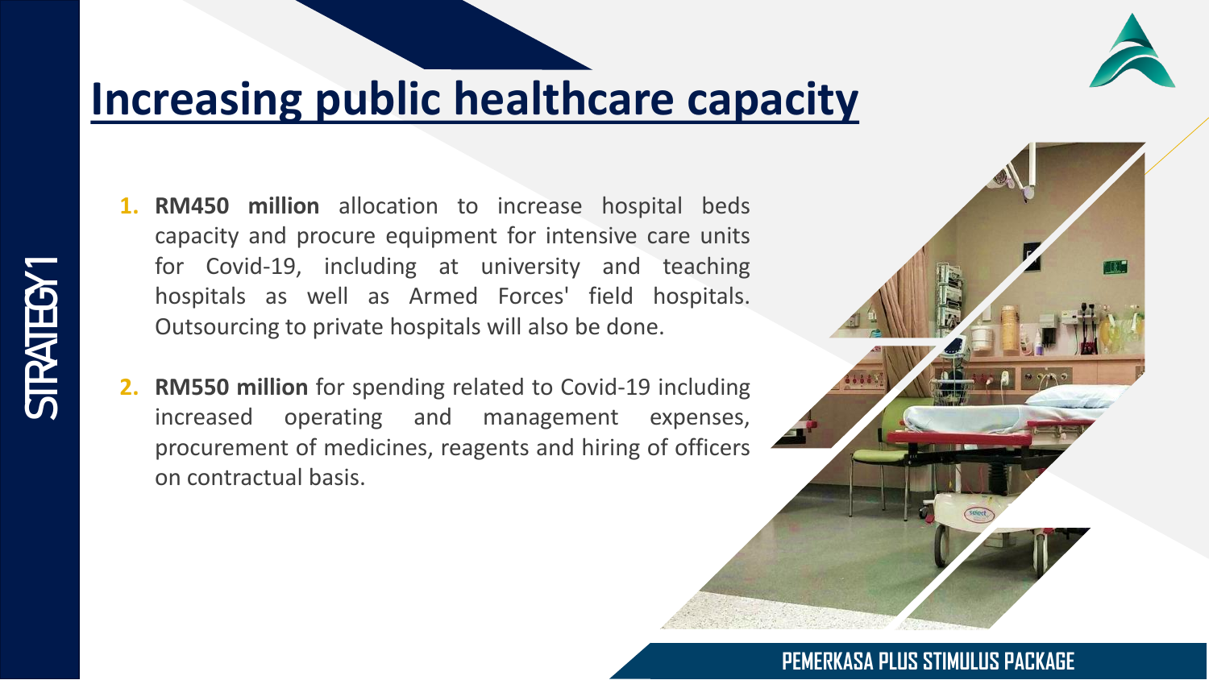STRATEGY 1

# Increasing public healthcare capacity

1. **RM450 million** allocation to increase hospital beds capacity and procure equipment for intensive care units for Covid-19, including at university and teaching hospitals as well as Armed Forces' field hospitals. Outsourcing to private hospitals will also be done.

2. **RM550 million** for spending related to Covid-19 including increased operating and management expenses, procurement of medicines, reagents and hiring of officers on contractual basis.

PEMERKASA PLUS STIMULUS PACKAGE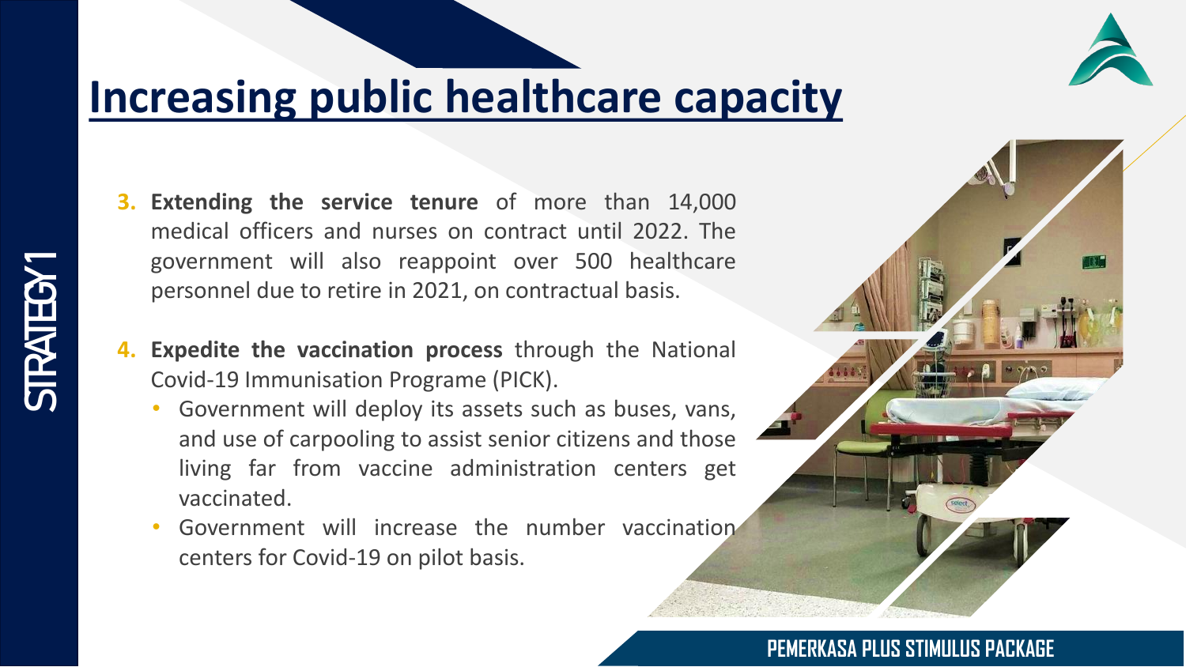STRATEGY 1

# Increasing public healthcare capacity

3. **Extending the service tenure** of more than 14,000 medical officers and nurses on contract until 2022. The government will also reappoint over 500 healthcare personnel due to retire in 2021, on contractual basis.
4. **Expedite the vaccination process** through the National Covid-19 Immunisation Programe (PICK).
   - Government will deploy its assets such as buses, vans, and use of carpooling to assist senior citizens and those living far from vaccine administration centers get vaccinated.
   - Government will increase the number vaccination centers for Covid-19 on pilot basis.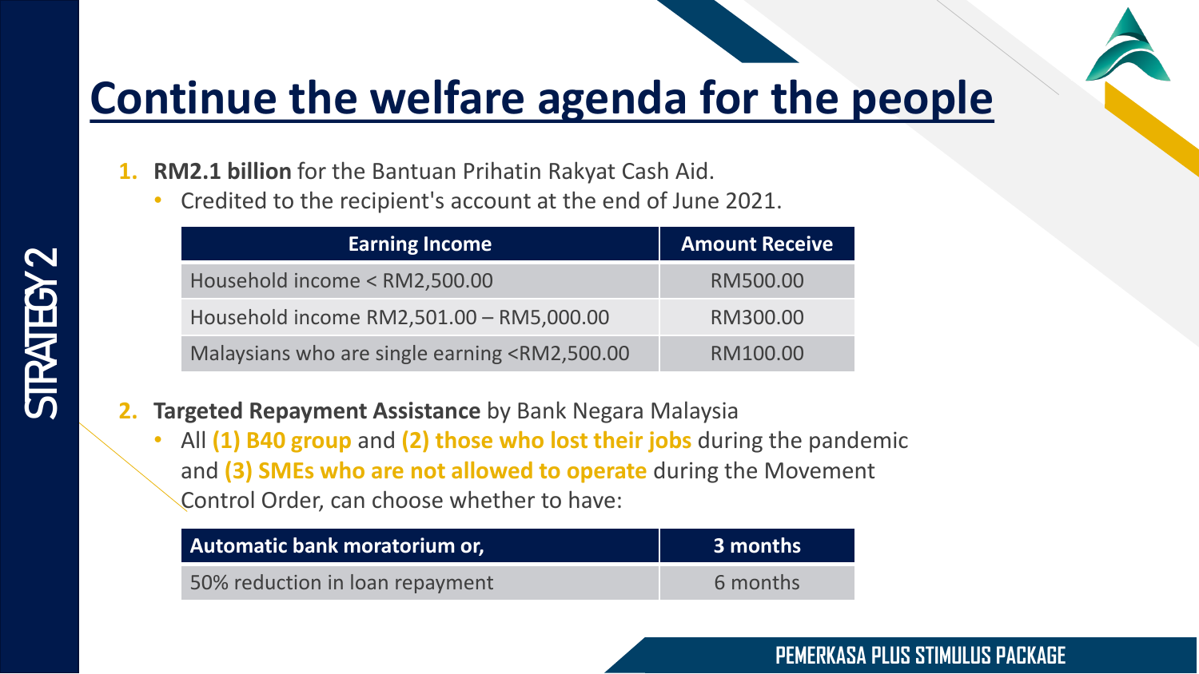STRATEGY 2

# Continue the welfare agenda for the people

1. **RM2.1 billion** for the Bantuan Prihatin Rakyat Cash Aid.
   - Credited to the recipient's account at the end of June 2021.

| Earning Income | Amount Receive |
|---|---|
| Household income < RM2,500.00 | RM500.00 |
| Household income RM2,501.00 – RM5,000.00 | RM300.00 |
| Malaysians who are single earning <RM2,500.00 | RM100.00 |

2. **Targeted Repayment Assistance** by Bank Negara Malaysia
   - All **(1) B40 group** and **(2) those who lost their jobs** during the pandemic and **(3) SMEs who are not allowed to operate** during the Movement Control Order, can choose whether to have:

| Automatic bank moratorium or, | 3 months |
|---|---|
| 50% reduction in loan repayment | 6 months |

PEMERKASA PLUS STIMULUS PACKAGE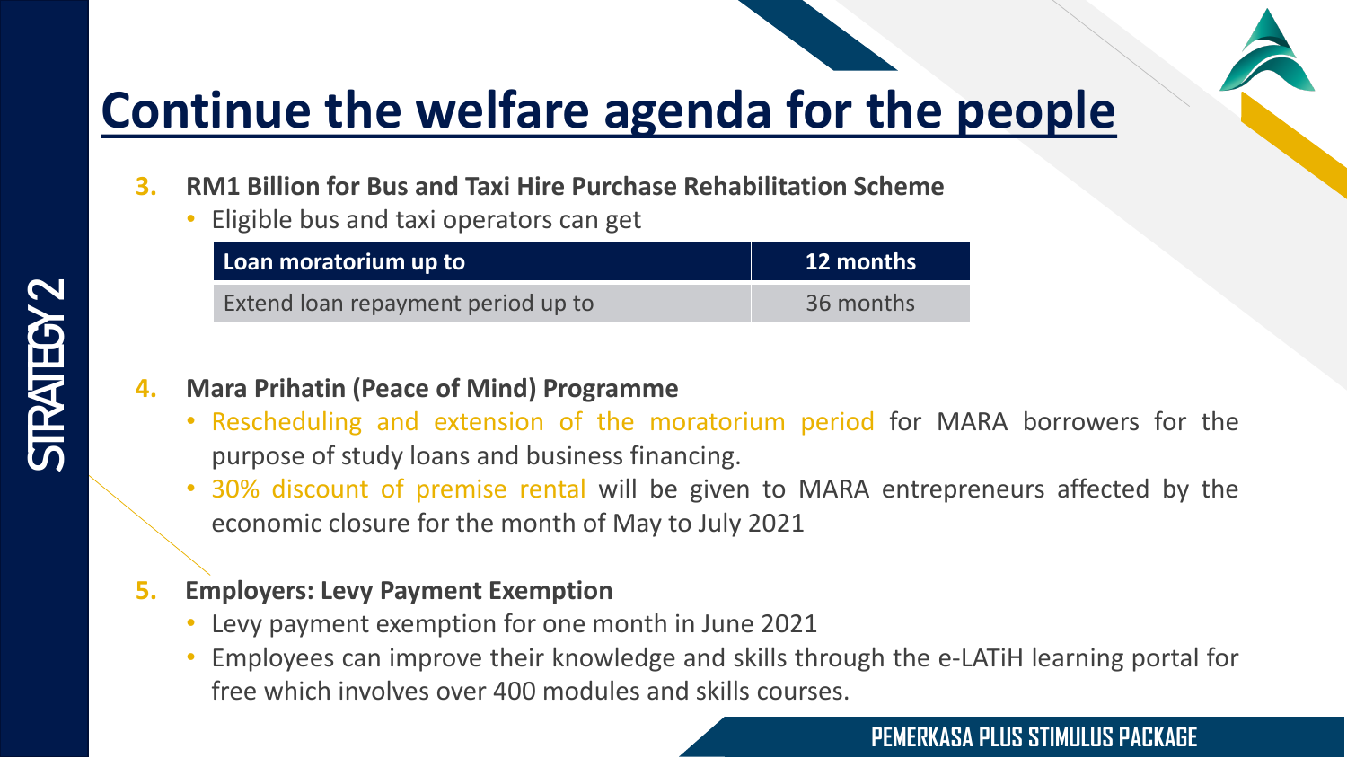# Continue the welfare agenda for the people

STRATEGY 2

**3. RM1 Billion for Bus and Taxi Hire Purchase Rehabilitation Scheme**

- Eligible bus and taxi operators can get

| Loan moratorium up to | 12 months |
| --- | --- |
| Extend loan repayment period up to | 36 months |

**4. Mara Prihatin (Peace of Mind) Programme**

- Rescheduling and extension of the moratorium period for MARA borrowers for the purpose of study loans and business financing.
- 30% discount of premise rental will be given to MARA entrepreneurs affected by the economic closure for the month of May to July 2021

**5. Employers: Levy Payment Exemption**

- Levy payment exemption for one month in June 2021
- Employees can improve their knowledge and skills through the e-LATiH learning portal for free which involves over 400 modules and skills courses.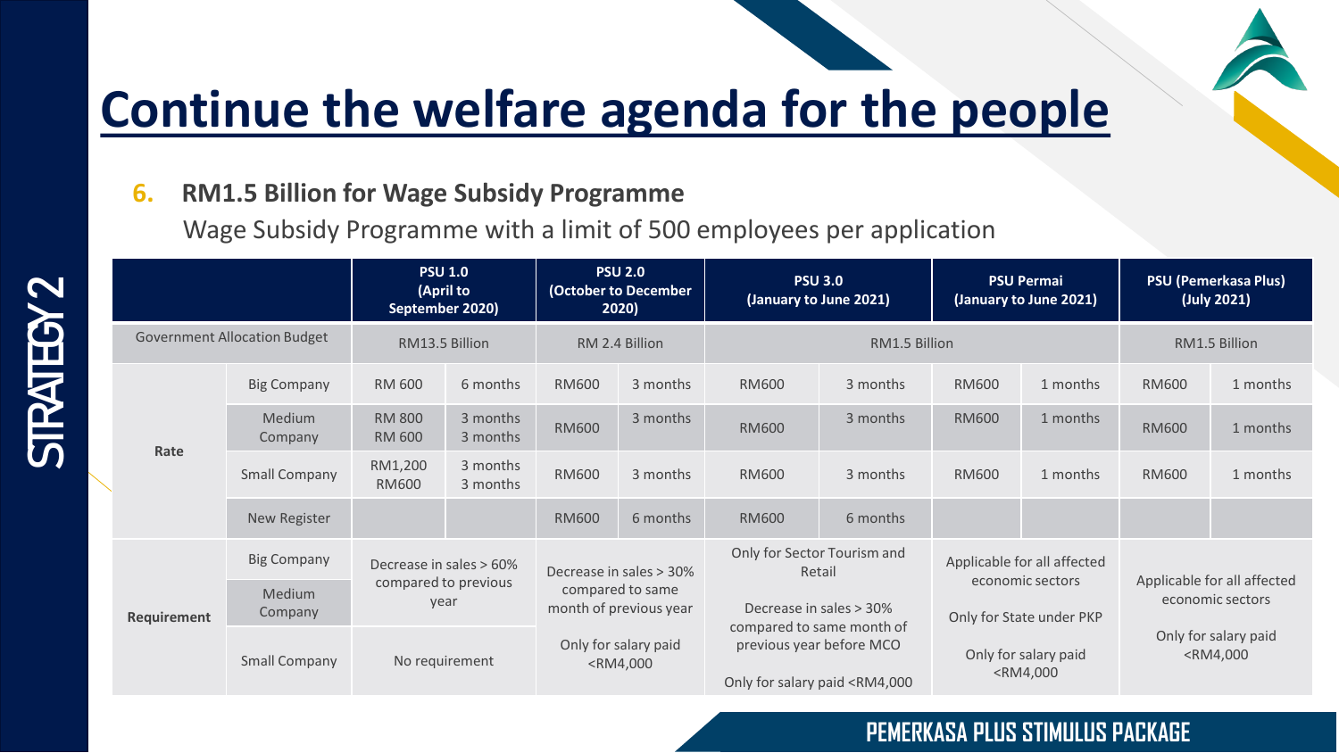# Continue the welfare agenda for the people

STRATEGY 2

### 6. RM1.5 Billion for Wage Subsidy Programme

Wage Subsidy Programme with a limit of 500 employees per application

| | | PSU 1.0 (April to September 2020) | | PSU 2.0 (October to December 2020) | | PSU 3.0 (January to June 2021) | | PSU Permai (January to June 2021) | | PSU (Pemerkasa Plus) (July 2021) | |
|---|---|---|---|---|---|---|---|---|---|---|---|
| Government Allocation Budget | | RM13.5 Billion | | RM 2.4 Billion | | RM1.5 Billion | | | | RM1.5 Billion | |
| Rate | Big Company | RM 600 | 6 months | RM600 | 3 months | RM600 | 3 months | RM600 | 1 months | RM600 | 1 months |
| | Medium Company | RM 800<br>RM 600 | 3 months<br>3 months | RM600 | 3 months | RM600 | 3 months | RM600 | 1 months | RM600 | 1 months |
| | Small Company | RM1,200<br>RM600 | 3 months<br>3 months | RM600 | 3 months | RM600 | 3 months | RM600 | 1 months | RM600 | 1 months |
| | New Register | | | RM600 | 6 months | RM600 | 6 months | | | | |
| Requirement | Big Company | Decrease in sales > 60% compared to previous year | | Decrease in sales > 30% compared to same month of previous year<br><br>Only for salary paid <RM4,000 | | Only for Sector Tourism and Retail<br><br>Decrease in sales > 30% compared to same month of previous year before MCO<br><br>Only for salary paid <RM4,000 | | Applicable for all affected economic sectors<br><br>Only for State under PKP<br><br>Only for salary paid <RM4,000 | | Applicable for all affected economic sectors<br><br>Only for salary paid <RM4,000 | |
| | Medium Company | | | | | | | | | | |
| | Small Company | No requirement | | | | | | | | | |

PEMERKASA PLUS STIMULUS PACKAGE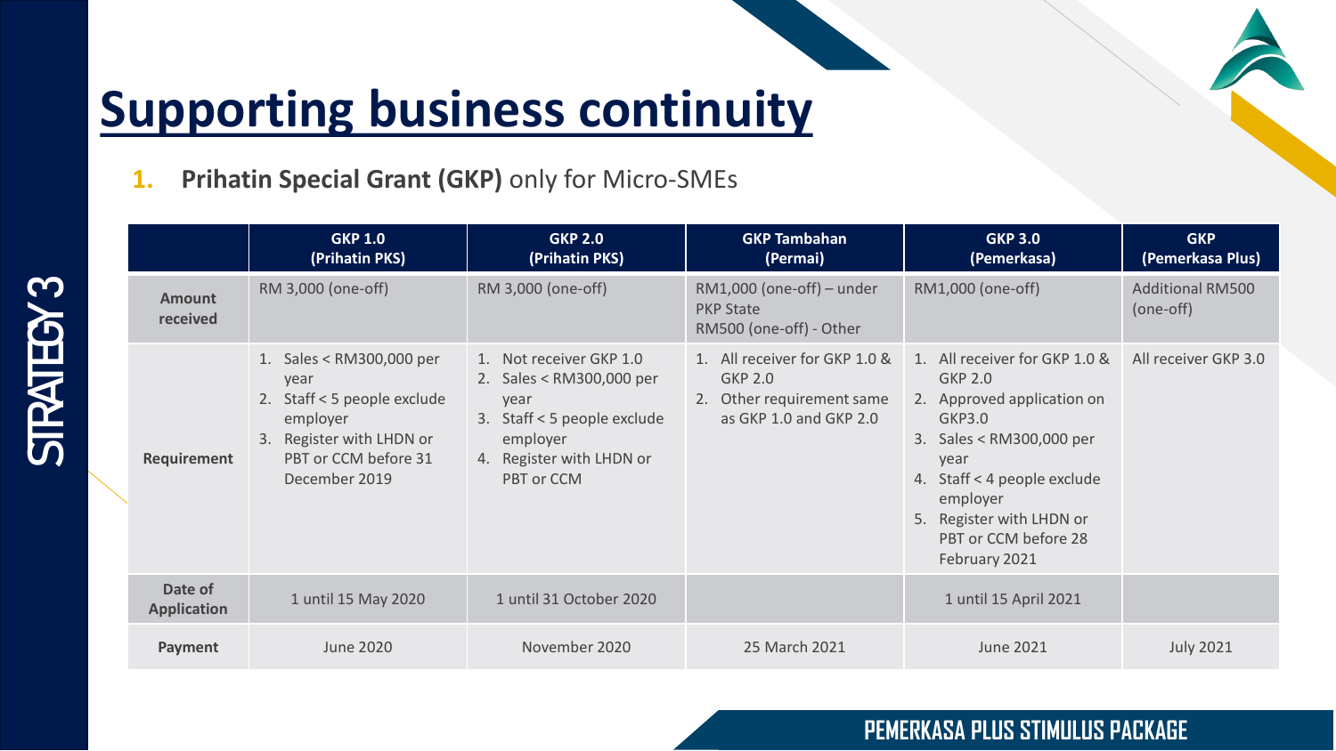# Supporting business continuity

1. **Prihatin Special Grant (GKP)** only for Micro-SMEs

| | GKP 1.0 (Prihatin PKS) | GKP 2.0 (Prihatin PKS) | GKP Tambahan (Permai) | GKP 3.0 (Pemerkasa) | GKP (Pemerkasa Plus) |
|---|---|---|---|---|---|
| **Amount received** | RM 3,000 (one-off) | RM 3,000 (one-off) | RM1,000 (one-off) – under PKP State<br>RM500 (one-off) - Other | RM1,000 (one-off) | Additional RM500 (one-off) |
| **Requirement** | 1. Sales < RM300,000 per year<br>2. Staff < 5 people exclude employer<br>3. Register with LHDN or PBT or CCM before 31 December 2019 | 1. Not receiver GKP 1.0<br>2. Sales < RM300,000 per year<br>3. Staff < 5 people exclude employer<br>4. Register with LHDN or PBT or CCM | 1. All receiver for GKP 1.0 & GKP 2.0<br>2. Other requirement same as GKP 1.0 and GKP 2.0 | 1. All receiver for GKP 1.0 & GKP 2.0<br>2. Approved application on GKP3.0<br>3. Sales < RM300,000 per year<br>4. Staff < 4 people exclude employer<br>5. Register with LHDN or PBT or CCM before 28 February 2021 | All receiver GKP 3.0 |
| **Date of Application** | 1 until 15 May 2020 | 1 until 31 October 2020 | | 1 until 15 April 2021 | |
| **Payment** | June 2020 | November 2020 | 25 March 2021 | June 2021 | July 2021 |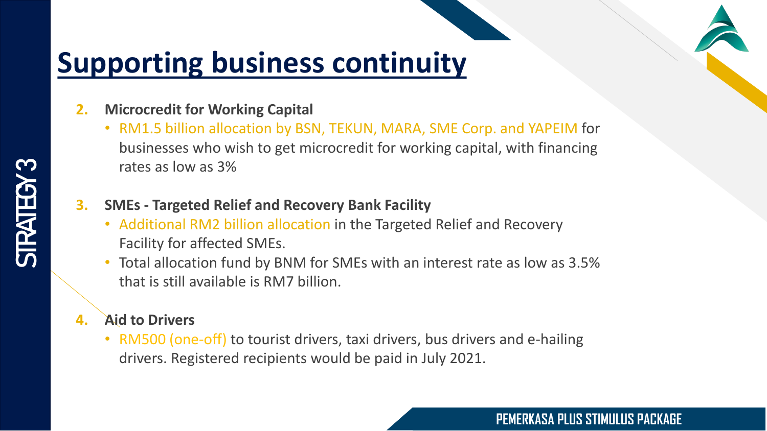# Supporting business continuity

2. **Microcredit for Working Capital**
    - RM1.5 billion allocation by BSN, TEKUN, MARA, SME Corp. and YAPEIM for businesses who wish to get microcredit for working capital, with financing rates as low as 3%

3. **SMEs - Targeted Relief and Recovery Bank Facility**
    - Additional RM2 billion allocation in the Targeted Relief and Recovery Facility for affected SMEs.
    - Total allocation fund by BNM for SMEs with an interest rate as low as 3.5% that is still available is RM7 billion.

4. **Aid to Drivers**
    - RM500 (one-off) to tourist drivers, taxi drivers, bus drivers and e-hailing drivers. Registered recipients would be paid in July 2021.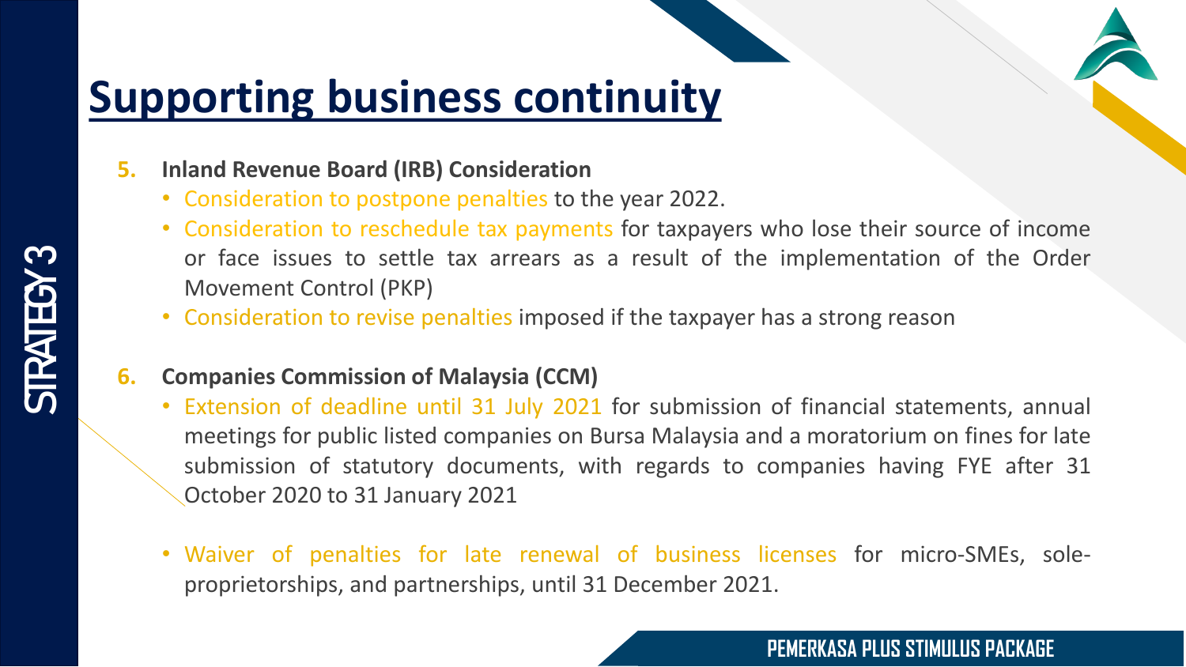# Supporting business continuity

STRATEGY 3

5. **Inland Revenue Board (IRB) Consideration**
   - Consideration to postpone penalties to the year 2022.
   - Consideration to reschedule tax payments for taxpayers who lose their source of income or face issues to settle tax arrears as a result of the implementation of the Order Movement Control (PKP)
   - Consideration to revise penalties imposed if the taxpayer has a strong reason

6. **Companies Commission of Malaysia (CCM)**
   - Extension of deadline until 31 July 2021 for submission of financial statements, annual meetings for public listed companies on Bursa Malaysia and a moratorium on fines for late submission of statutory documents, with regards to companies having FYE after 31 October 2020 to 31 January 2021
   - Waiver of penalties for late renewal of business licenses for micro-SMEs, sole-proprietorships, and partnerships, until 31 December 2021.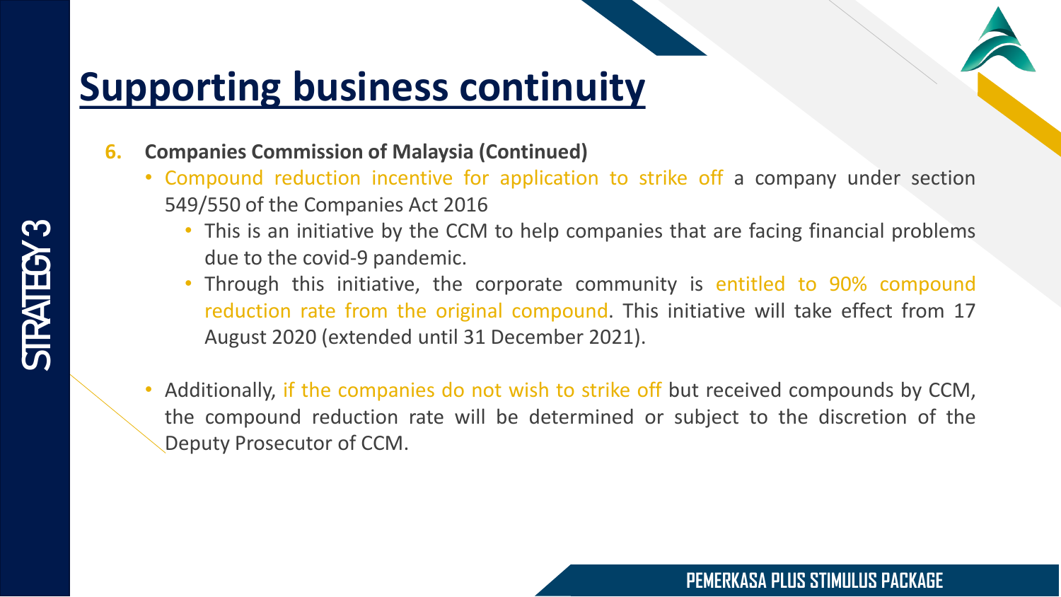# Supporting business continuity

6. **Companies Commission of Malaysia (Continued)**
   - Compound reduction incentive for application to strike off a company under section 549/550 of the Companies Act 2016
     - This is an initiative by the CCM to help companies that are facing financial problems due to the covid-9 pandemic.
     - Through this initiative, the corporate community is entitled to 90% compound reduction rate from the original compound. This initiative will take effect from 17 August 2020 (extended until 31 December 2021).
   - Additionally, if the companies do not wish to strike off but received compounds by CCM, the compound reduction rate will be determined or subject to the discretion of the Deputy Prosecutor of CCM.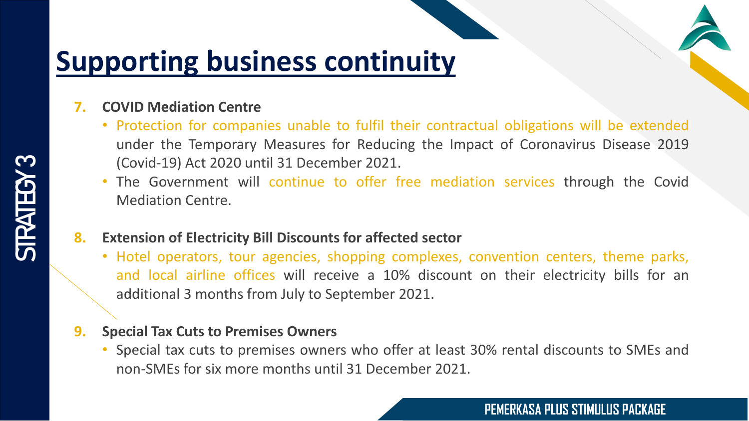# Supporting business continuity

STRATEGY 3

7. **COVID Mediation Centre**
   - Protection for companies unable to fulfil their contractual obligations will be extended under the Temporary Measures for Reducing the Impact of Coronavirus Disease 2019 (Covid-19) Act 2020 until 31 December 2021.
   - The Government will continue to offer free mediation services through the Covid Mediation Centre.

8. **Extension of Electricity Bill Discounts for affected sector**
   - Hotel operators, tour agencies, shopping complexes, convention centers, theme parks, and local airline offices will receive a 10% discount on their electricity bills for an additional 3 months from July to September 2021.

9. **Special Tax Cuts to Premises Owners**
   - Special tax cuts to premises owners who offer at least 30% rental discounts to SMEs and non-SMEs for six more months until 31 December 2021.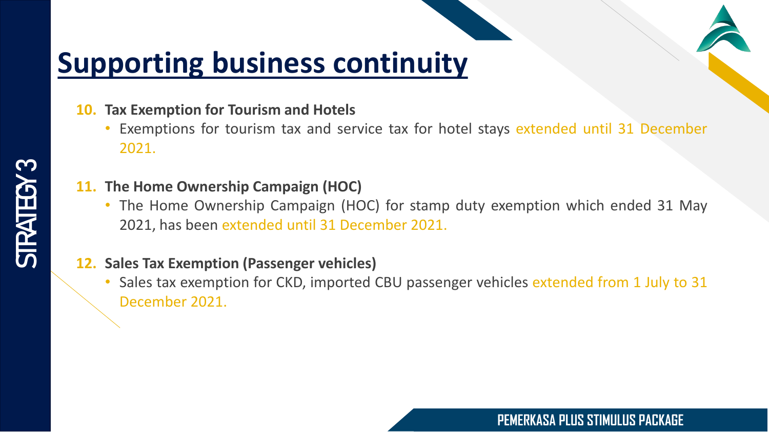STRATEGY 3

# Supporting business continuity

10. **Tax Exemption for Tourism and Hotels**
    - Exemptions for tourism tax and service tax for hotel stays extended until 31 December 2021.

11. **The Home Ownership Campaign (HOC)**
    - The Home Ownership Campaign (HOC) for stamp duty exemption which ended 31 May 2021, has been extended until 31 December 2021.

12. **Sales Tax Exemption (Passenger vehicles)**
    - Sales tax exemption for CKD, imported CBU passenger vehicles extended from 1 July to 31 December 2021.

PEMERKASA PLUS STIMULUS PACKAGE